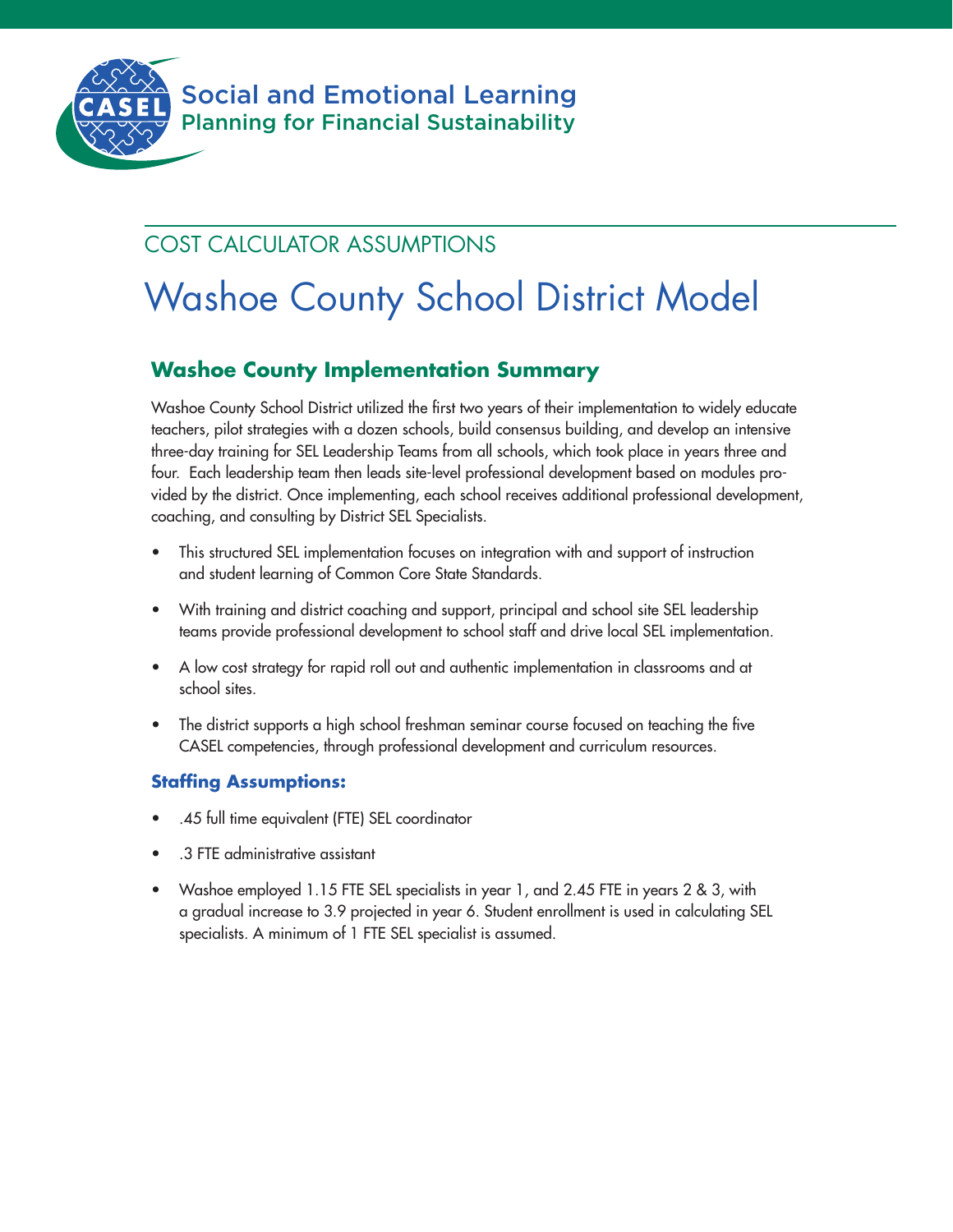Social and Emotional Learning
Planning for Financial Sustainability

COST CALCULATOR ASSUMPTIONS

# Washoe County School District Model

## Washoe County Implementation Summary

Washoe County School District utilized the first two years of their implementation to widely educate teachers, pilot strategies with a dozen schools, build consensus building, and develop an intensive three-day training for SEL Leadership Teams from all schools, which took place in years three and four. Each leadership team then leads site-level professional development based on modules provided by the district. Once implementing, each school receives additional professional development, coaching, and consulting by District SEL Specialists.

- This structured SEL implementation focuses on integration with and support of instruction and student learning of Common Core State Standards.
- With training and district coaching and support, principal and school site SEL leadership teams provide professional development to school staff and drive local SEL implementation.
- A low cost strategy for rapid roll out and authentic implementation in classrooms and at school sites.
- The district supports a high school freshman seminar course focused on teaching the five CASEL competencies, through professional development and curriculum resources.

### Staffing Assumptions:

- .45 full time equivalent (FTE) SEL coordinator
- .3 FTE administrative assistant
- Washoe employed 1.15 FTE SEL specialists in year 1, and 2.45 FTE in years 2 & 3, with a gradual increase to 3.9 projected in year 6. Student enrollment is used in calculating SEL specialists. A minimum of 1 FTE SEL specialist is assumed.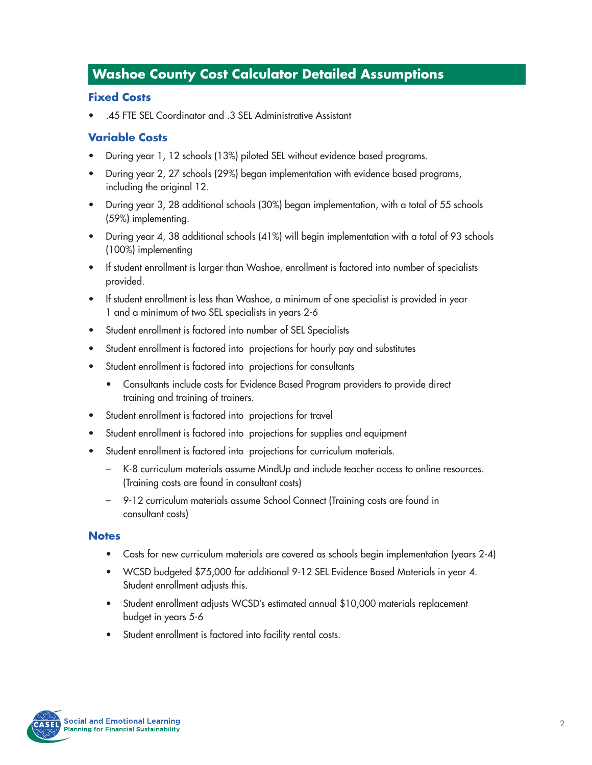## Washoe County Cost Calculator Detailed Assumptions

### Fixed Costs

- .45 FTE SEL Coordinator and .3 SEL Administrative Assistant

### Variable Costs

- During year 1, 12 schools (13%) piloted SEL without evidence based programs.
- During year 2, 27 schools (29%) began implementation with evidence based programs, including the original 12.
- During year 3, 28 additional schools (30%) began implementation, with a total of 55 schools (59%) implementing.
- During year 4, 38 additional schools (41%) will begin implementation with a total of 93 schools (100%) implementing
- If student enrollment is larger than Washoe, enrollment is factored into number of specialists provided.
- If student enrollment is less than Washoe, a minimum of one specialist is provided in year 1 and a minimum of two SEL specialists in years 2-6
- Student enrollment is factored into number of SEL Specialists
- Student enrollment is factored into projections for hourly pay and substitutes
- Student enrollment is factored into projections for consultants
  - Consultants include costs for Evidence Based Program providers to provide direct training and training of trainers.
- Student enrollment is factored into projections for travel
- Student enrollment is factored into projections for supplies and equipment
- Student enrollment is factored into projections for curriculum materials.
  - K-8 curriculum materials assume MindUp and include teacher access to online resources. (Training costs are found in consultant costs)
  - 9-12 curriculum materials assume School Connect (Training costs are found in consultant costs)

### Notes

- Costs for new curriculum materials are covered as schools begin implementation (years 2-4)
- WCSD budgeted $75,000 for additional 9-12 SEL Evidence Based Materials in year 4. Student enrollment adjusts this.
- Student enrollment adjusts WCSD's estimated annual $10,000 materials replacement budget in years 5-6
- Student enrollment is factored into facility rental costs.